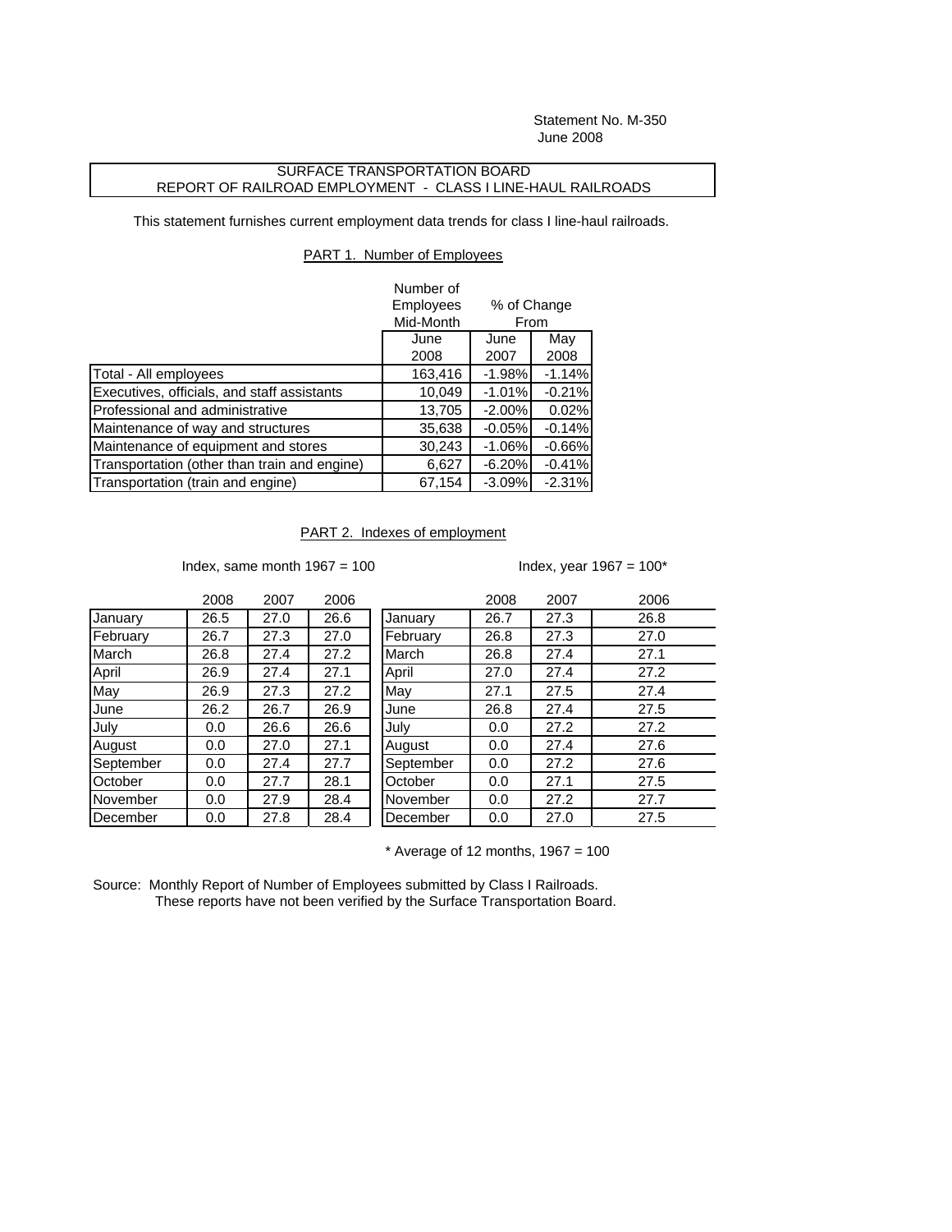Statement No. M-350
June 2008

## SURFACE TRANSPORTATION BOARD
## REPORT OF RAILROAD EMPLOYMENT - CLASS I LINE-HAUL RAILROADS

This statement furnishes current employment data trends for class I line-haul railroads.

### PART 1. Number of Employees

| | Number of Employees Mid-Month | % of Change From | |
|---|---|---|---|
| | June 2008 | June 2007 | May 2008 |
| Total - All employees | 163,416 | -1.98% | -1.14% |
| Executives, officials, and staff assistants | 10,049 | -1.01% | -0.21% |
| Professional and administrative | 13,705 | -2.00% | 0.02% |
| Maintenance of way and structures | 35,638 | -0.05% | -0.14% |
| Maintenance of equipment and stores | 30,243 | -1.06% | -0.66% |
| Transportation (other than train and engine) | 6,627 | -6.20% | -0.41% |
| Transportation (train and engine) | 67,154 | -3.09% | -2.31% |

### PART 2. Indexes of employment

Index, same month 1967 = 100

| | 2008 | 2007 | 2006 |
|---|---|---|---|
| January | 26.5 | 27.0 | 26.6 |
| February | 26.7 | 27.3 | 27.0 |
| March | 26.8 | 27.4 | 27.2 |
| April | 26.9 | 27.4 | 27.1 |
| May | 26.9 | 27.3 | 27.2 |
| June | 26.2 | 26.7 | 26.9 |
| July | 0.0 | 26.6 | 26.6 |
| August | 0.0 | 27.0 | 27.1 |
| September | 0.0 | 27.4 | 27.7 |
| October | 0.0 | 27.7 | 28.1 |
| November | 0.0 | 27.9 | 28.4 |
| December | 0.0 | 27.8 | 28.4 |

Index, year 1967 = 100*

| | 2008 | 2007 | 2006 |
|---|---|---|---|
| January | 26.7 | 27.3 | 26.8 |
| February | 26.8 | 27.3 | 27.0 |
| March | 26.8 | 27.4 | 27.1 |
| April | 27.0 | 27.4 | 27.2 |
| May | 27.1 | 27.5 | 27.4 |
| June | 26.8 | 27.4 | 27.5 |
| July | 0.0 | 27.2 | 27.2 |
| August | 0.0 | 27.4 | 27.6 |
| September | 0.0 | 27.2 | 27.6 |
| October | 0.0 | 27.1 | 27.5 |
| November | 0.0 | 27.2 | 27.7 |
| December | 0.0 | 27.0 | 27.5 |

* Average of 12 months, 1967 = 100

Source: Monthly Report of Number of Employees submitted by Class I Railroads.
These reports have not been verified by the Surface Transportation Board.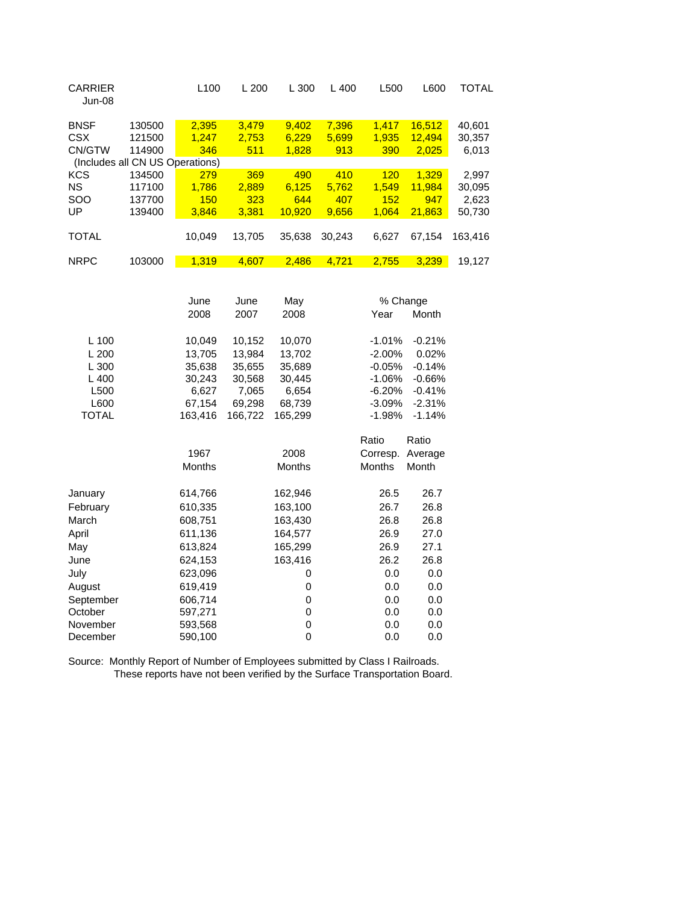| CARRIER Jun-08 | | L100 | L 200 | L 300 | L 400 | L500 | L600 | TOTAL |
|---|---|---|---|---|---|---|---|---|
| BNSF | 130500 | 2,395 | 3,479 | 9,402 | 7,396 | 1,417 | 16,512 | 40,601 |
| CSX | 121500 | 1,247 | 2,753 | 6,229 | 5,699 | 1,935 | 12,494 | 30,357 |
| CN/GTW | 114900 | 346 | 511 | 1,828 | 913 | 390 | 2,025 | 6,013 |
| (Includes all CN US Operations) | | | | | | | | |
| KCS | 134500 | 279 | 369 | 490 | 410 | 120 | 1,329 | 2,997 |
| NS | 117100 | 1,786 | 2,889 | 6,125 | 5,762 | 1,549 | 11,984 | 30,095 |
| SOO | 137700 | 150 | 323 | 644 | 407 | 152 | 947 | 2,623 |
| UP | 139400 | 3,846 | 3,381 | 10,920 | 9,656 | 1,064 | 21,863 | 50,730 |
| TOTAL | | 10,049 | 13,705 | 35,638 | 30,243 | 6,627 | 67,154 | 163,416 |
| NRPC | 103000 | 1,319 | 4,607 | 2,486 | 4,721 | 2,755 | 3,239 | 19,127 |

| | June 2008 | June 2007 | May 2008 | % Change Year | % Change Month |
|---|---|---|---|---|---|
| L 100 | 10,049 | 10,152 | 10,070 | -1.01% | -0.21% |
| L 200 | 13,705 | 13,984 | 13,702 | -2.00% | 0.02% |
| L 300 | 35,638 | 35,655 | 35,689 | -0.05% | -0.14% |
| L 400 | 30,243 | 30,568 | 30,445 | -1.06% | -0.66% |
| L500 | 6,627 | 7,065 | 6,654 | -6.20% | -0.41% |
| L600 | 67,154 | 69,298 | 68,739 | -3.09% | -2.31% |
| TOTAL | 163,416 | 166,722 | 165,299 | -1.98% | -1.14% |

| | 1967 Months | 2008 Months | Ratio Corresp. Months | Ratio Average Month |
|---|---|---|---|---|
| January | 614,766 | 162,946 | 26.5 | 26.7 |
| February | 610,335 | 163,100 | 26.7 | 26.8 |
| March | 608,751 | 163,430 | 26.8 | 26.8 |
| April | 611,136 | 164,577 | 26.9 | 27.0 |
| May | 613,824 | 165,299 | 26.9 | 27.1 |
| June | 624,153 | 163,416 | 26.2 | 26.8 |
| July | 623,096 | 0 | 0.0 | 0.0 |
| August | 619,419 | 0 | 0.0 | 0.0 |
| September | 606,714 | 0 | 0.0 | 0.0 |
| October | 597,271 | 0 | 0.0 | 0.0 |
| November | 593,568 | 0 | 0.0 | 0.0 |
| December | 590,100 | 0 | 0.0 | 0.0 |

Source: Monthly Report of Number of Employees submitted by Class I Railroads.
These reports have not been verified by the Surface Transportation Board.